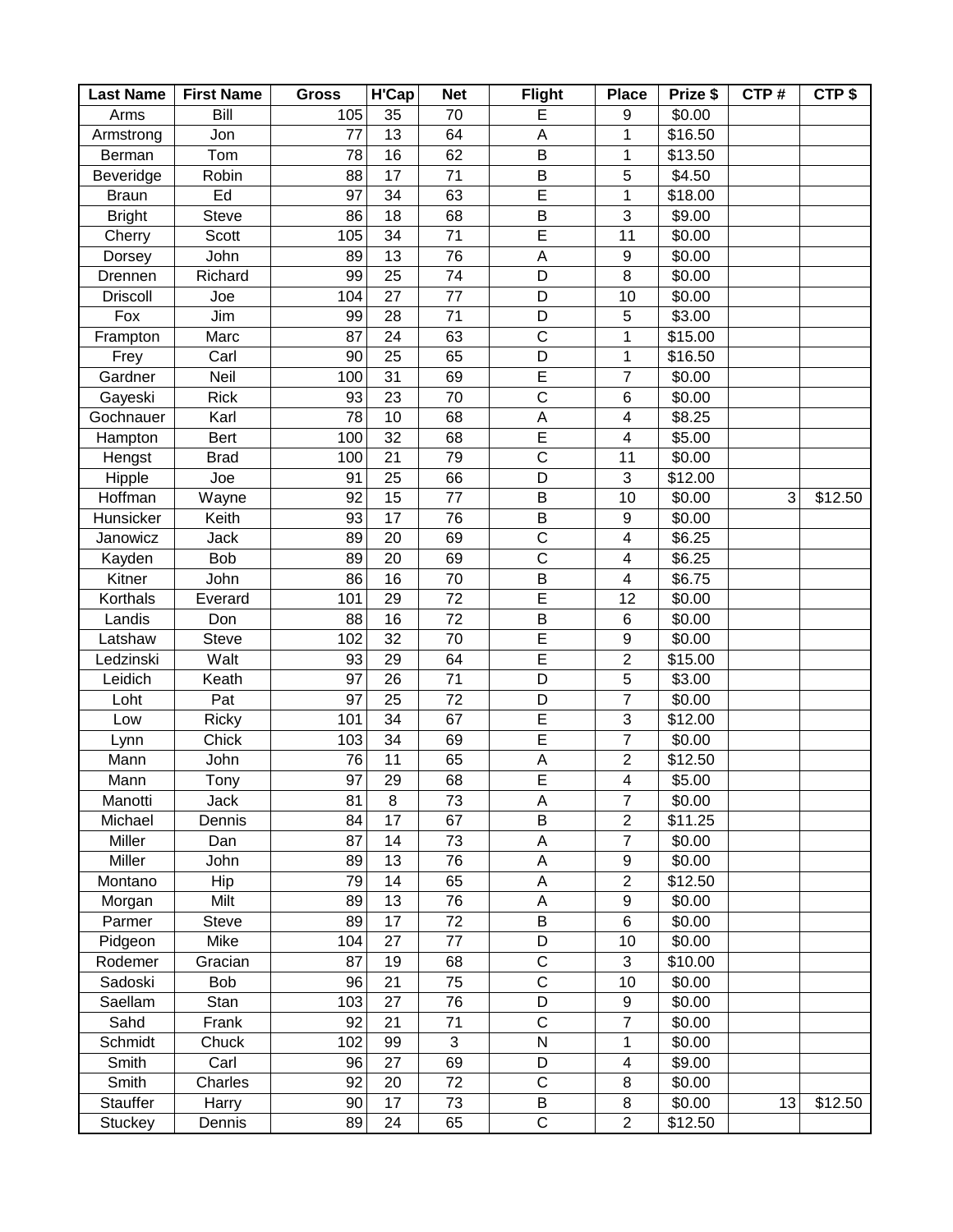| Last Name | First Name | Gross | H'Cap | Net | Flight | Place | Prize $ | CTP # | CTP $ |
|---|---|---|---|---|---|---|---|---|---|
| Arms | Bill | 105 | 35 | 70 | E | 9 | $0.00 | | |
| Armstrong | Jon | 77 | 13 | 64 | A | 1 | $16.50 | | |
| Berman | Tom | 78 | 16 | 62 | B | 1 | $13.50 | | |
| Beveridge | Robin | 88 | 17 | 71 | B | 5 | $4.50 | | |
| Braun | Ed | 97 | 34 | 63 | E | 1 | $18.00 | | |
| Bright | Steve | 86 | 18 | 68 | B | 3 | $9.00 | | |
| Cherry | Scott | 105 | 34 | 71 | E | 11 | $0.00 | | |
| Dorsey | John | 89 | 13 | 76 | A | 9 | $0.00 | | |
| Drennen | Richard | 99 | 25 | 74 | D | 8 | $0.00 | | |
| Driscoll | Joe | 104 | 27 | 77 | D | 10 | $0.00 | | |
| Fox | Jim | 99 | 28 | 71 | D | 5 | $3.00 | | |
| Frampton | Marc | 87 | 24 | 63 | C | 1 | $15.00 | | |
| Frey | Carl | 90 | 25 | 65 | D | 1 | $16.50 | | |
| Gardner | Neil | 100 | 31 | 69 | E | 7 | $0.00 | | |
| Gayeski | Rick | 93 | 23 | 70 | C | 6 | $0.00 | | |
| Gochnauer | Karl | 78 | 10 | 68 | A | 4 | $8.25 | | |
| Hampton | Bert | 100 | 32 | 68 | E | 4 | $5.00 | | |
| Hengst | Brad | 100 | 21 | 79 | C | 11 | $0.00 | | |
| Hipple | Joe | 91 | 25 | 66 | D | 3 | $12.00 | | |
| Hoffman | Wayne | 92 | 15 | 77 | B | 10 | $0.00 | 3 | $12.50 |
| Hunsicker | Keith | 93 | 17 | 76 | B | 9 | $0.00 | | |
| Janowicz | Jack | 89 | 20 | 69 | C | 4 | $6.25 | | |
| Kayden | Bob | 89 | 20 | 69 | C | 4 | $6.25 | | |
| Kitner | John | 86 | 16 | 70 | B | 4 | $6.75 | | |
| Korthals | Everard | 101 | 29 | 72 | E | 12 | $0.00 | | |
| Landis | Don | 88 | 16 | 72 | B | 6 | $0.00 | | |
| Latshaw | Steve | 102 | 32 | 70 | E | 9 | $0.00 | | |
| Ledzinski | Walt | 93 | 29 | 64 | E | 2 | $15.00 | | |
| Leidich | Keath | 97 | 26 | 71 | D | 5 | $3.00 | | |
| Loht | Pat | 97 | 25 | 72 | D | 7 | $0.00 | | |
| Low | Ricky | 101 | 34 | 67 | E | 3 | $12.00 | | |
| Lynn | Chick | 103 | 34 | 69 | E | 7 | $0.00 | | |
| Mann | John | 76 | 11 | 65 | A | 2 | $12.50 | | |
| Mann | Tony | 97 | 29 | 68 | E | 4 | $5.00 | | |
| Manotti | Jack | 81 | 8 | 73 | A | 7 | $0.00 | | |
| Michael | Dennis | 84 | 17 | 67 | B | 2 | $11.25 | | |
| Miller | Dan | 87 | 14 | 73 | A | 7 | $0.00 | | |
| Miller | John | 89 | 13 | 76 | A | 9 | $0.00 | | |
| Montano | Hip | 79 | 14 | 65 | A | 2 | $12.50 | | |
| Morgan | Milt | 89 | 13 | 76 | A | 9 | $0.00 | | |
| Parmer | Steve | 89 | 17 | 72 | B | 6 | $0.00 | | |
| Pidgeon | Mike | 104 | 27 | 77 | D | 10 | $0.00 | | |
| Rodemer | Gracian | 87 | 19 | 68 | C | 3 | $10.00 | | |
| Sadoski | Bob | 96 | 21 | 75 | C | 10 | $0.00 | | |
| Saellam | Stan | 103 | 27 | 76 | D | 9 | $0.00 | | |
| Sahd | Frank | 92 | 21 | 71 | C | 7 | $0.00 | | |
| Schmidt | Chuck | 102 | 99 | 3 | N | 1 | $0.00 | | |
| Smith | Carl | 96 | 27 | 69 | D | 4 | $9.00 | | |
| Smith | Charles | 92 | 20 | 72 | C | 8 | $0.00 | | |
| Stauffer | Harry | 90 | 17 | 73 | B | 8 | $0.00 | 13 | $12.50 |
| Stuckey | Dennis | 89 | 24 | 65 | C | 2 | $12.50 | | |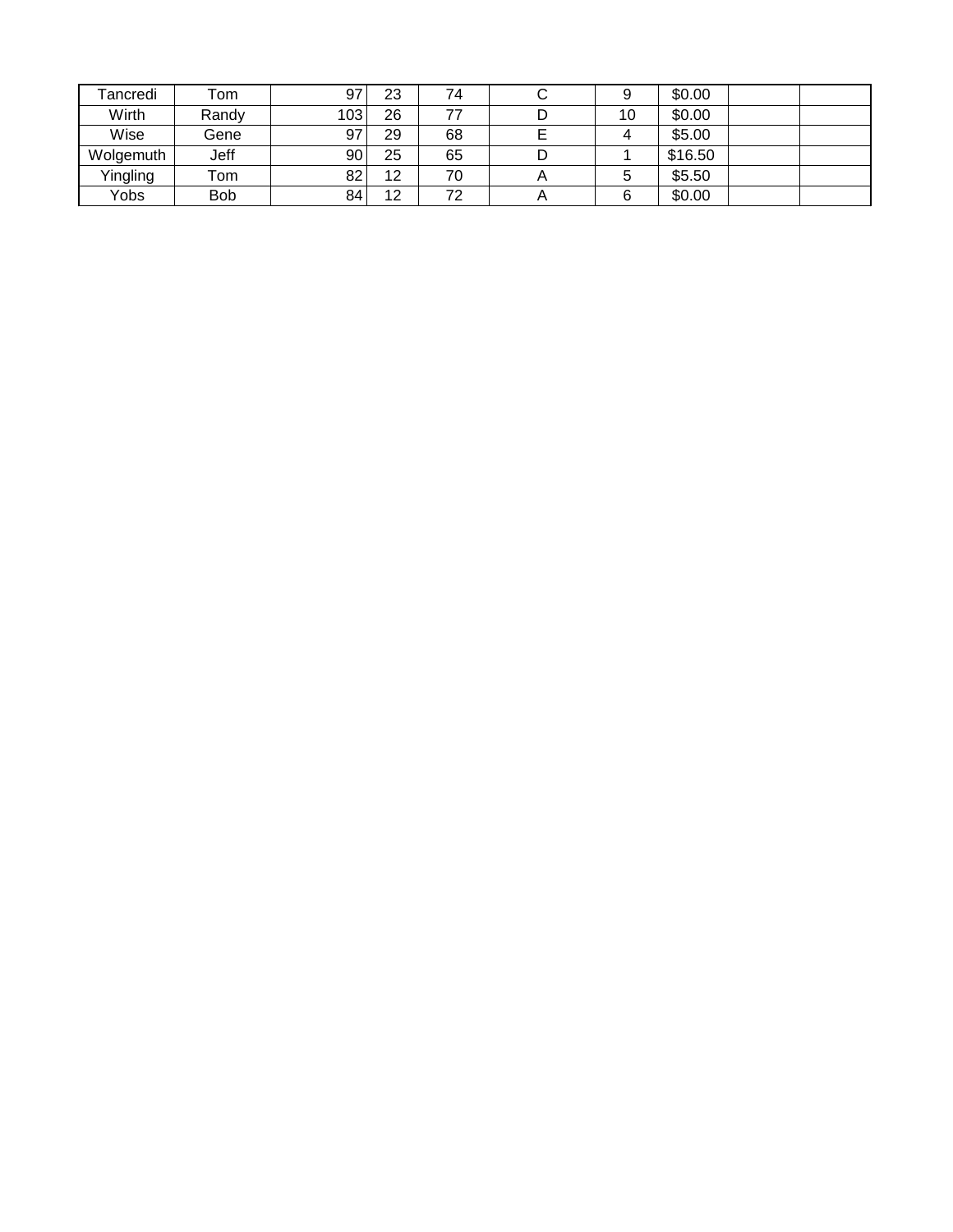| | | | | | | | | | |
|---|---|---|---|---|---|---|---|---|---|
| Tancredi | Tom | 97 | 23 | 74 | C | 9 | $0.00 | | |
| Wirth | Randy | 103 | 26 | 77 | D | 10 | $0.00 | | |
| Wise | Gene | 97 | 29 | 68 | E | 4 | $5.00 | | |
| Wolgemuth | Jeff | 90 | 25 | 65 | D | 1 | $16.50 | | |
| Yingling | Tom | 82 | 12 | 70 | A | 5 | $5.50 | | |
| Yobs | Bob | 84 | 12 | 72 | A | 6 | $0.00 | | |